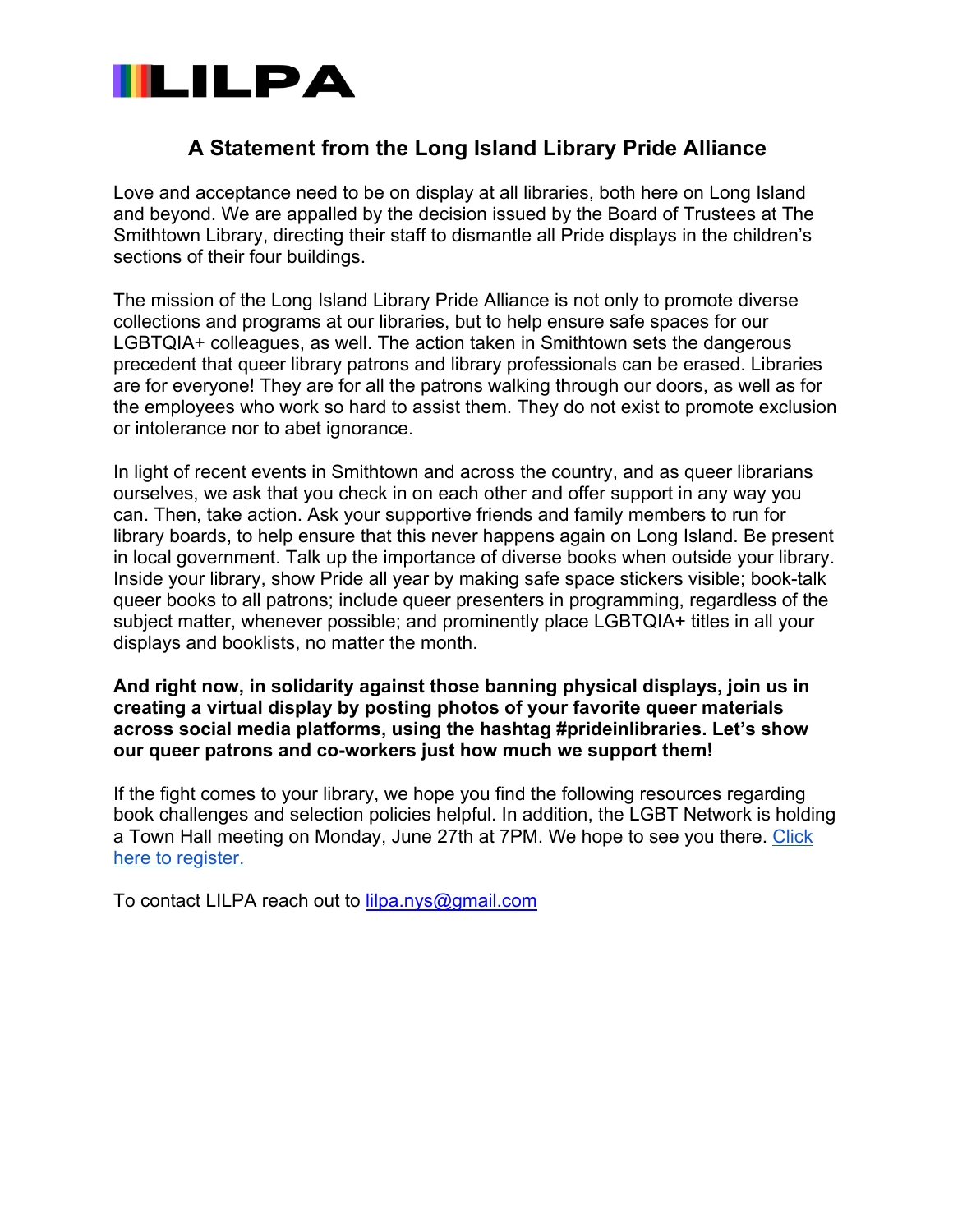LILPA

# A Statement from the Long Island Library Pride Alliance

Love and acceptance need to be on display at all libraries, both here on Long Island and beyond. We are appalled by the decision issued by the Board of Trustees at The Smithtown Library, directing their staff to dismantle all Pride displays in the children's sections of their four buildings.

The mission of the Long Island Library Pride Alliance is not only to promote diverse collections and programs at our libraries, but to help ensure safe spaces for our LGBTQIA+ colleagues, as well. The action taken in Smithtown sets the dangerous precedent that queer library patrons and library professionals can be erased. Libraries are for everyone! They are for all the patrons walking through our doors, as well as for the employees who work so hard to assist them. They do not exist to promote exclusion or intolerance nor to abet ignorance.

In light of recent events in Smithtown and across the country, and as queer librarians ourselves, we ask that you check in on each other and offer support in any way you can. Then, take action. Ask your supportive friends and family members to run for library boards, to help ensure that this never happens again on Long Island. Be present in local government. Talk up the importance of diverse books when outside your library. Inside your library, show Pride all year by making safe space stickers visible; book-talk queer books to all patrons; include queer presenters in programming, regardless of the subject matter, whenever possible; and prominently place LGBTQIA+ titles in all your displays and booklists, no matter the month.

**And right now, in solidarity against those banning physical displays, join us in creating a virtual display by posting photos of your favorite queer materials across social media platforms, using the hashtag #prideinlibraries. Let's show our queer patrons and co-workers just how much we support them!**

If the fight comes to your library, we hope you find the following resources regarding book challenges and selection policies helpful. In addition, the LGBT Network is holding a Town Hall meeting on Monday, June 27th at 7PM. We hope to see you there. Click here to register.

To contact LILPA reach out to lilpa.nys@gmail.com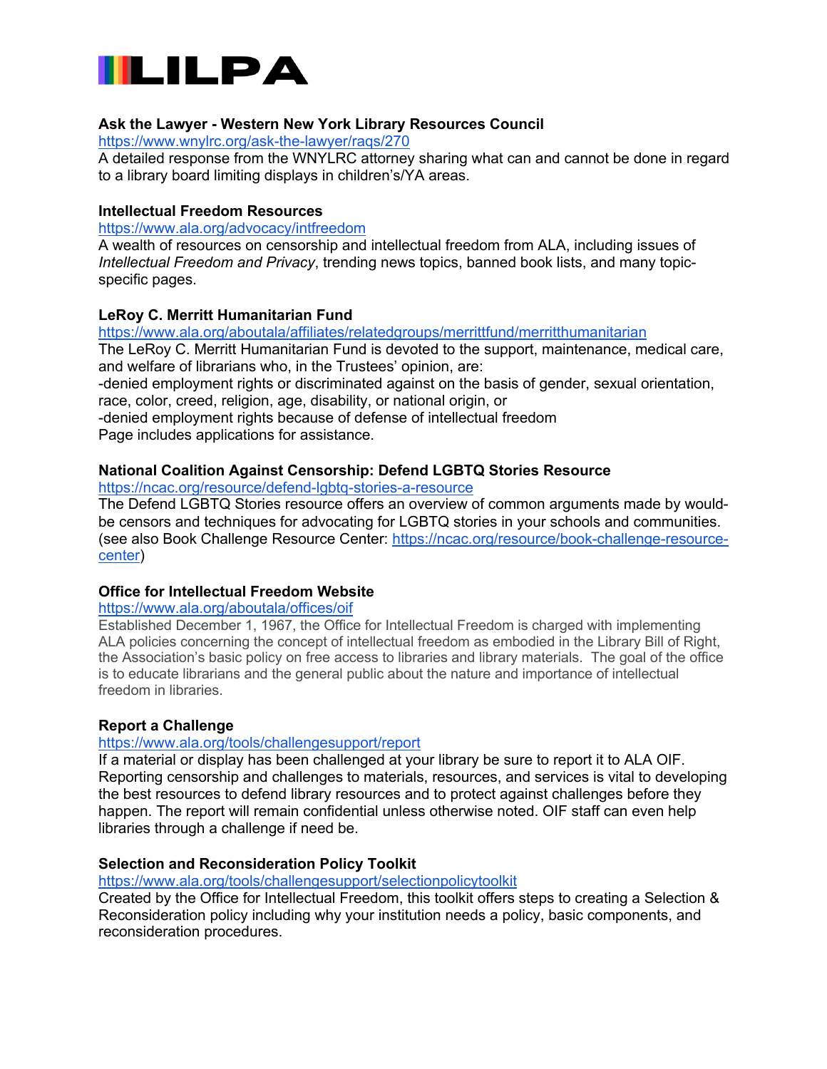**Ask the Lawyer - Western New York Library Resources Council**
https://www.wnylrc.org/ask-the-lawyer/raqs/270
A detailed response from the WNYLRC attorney sharing what can and cannot be done in regard to a library board limiting displays in children's/YA areas.

**Intellectual Freedom Resources**
https://www.ala.org/advocacy/intfreedom
A wealth of resources on censorship and intellectual freedom from ALA, including issues of *Intellectual Freedom and Privacy*, trending news topics, banned book lists, and many topic-specific pages.

**LeRoy C. Merritt Humanitarian Fund**
https://www.ala.org/aboutala/affiliates/relatedgroups/merrittfund/merritthumanitarian
The LeRoy C. Merritt Humanitarian Fund is devoted to the support, maintenance, medical care, and welfare of librarians who, in the Trustees' opinion, are:
-denied employment rights or discriminated against on the basis of gender, sexual orientation, race, color, creed, religion, age, disability, or national origin, or
-denied employment rights because of defense of intellectual freedom
Page includes applications for assistance.

**National Coalition Against Censorship: Defend LGBTQ Stories Resource**
https://ncac.org/resource/defend-lgbtq-stories-a-resource
The Defend LGBTQ Stories resource offers an overview of common arguments made by would-be censors and techniques for advocating for LGBTQ stories in your schools and communities. (see also Book Challenge Resource Center: https://ncac.org/resource/book-challenge-resource-center)

**Office for Intellectual Freedom Website**
https://www.ala.org/aboutala/offices/oif
Established December 1, 1967, the Office for Intellectual Freedom is charged with implementing ALA policies concerning the concept of intellectual freedom as embodied in the Library Bill of Right, the Association's basic policy on free access to libraries and library materials. The goal of the office is to educate librarians and the general public about the nature and importance of intellectual freedom in libraries.

**Report a Challenge**
https://www.ala.org/tools/challengesupport/report
If a material or display has been challenged at your library be sure to report it to ALA OIF. Reporting censorship and challenges to materials, resources, and services is vital to developing the best resources to defend library resources and to protect against challenges before they happen. The report will remain confidential unless otherwise noted. OIF staff can even help libraries through a challenge if need be.

**Selection and Reconsideration Policy Toolkit**
https://www.ala.org/tools/challengesupport/selectionpolicytoolkit
Created by the Office for Intellectual Freedom, this toolkit offers steps to creating a Selection & Reconsideration policy including why your institution needs a policy, basic components, and reconsideration procedures.